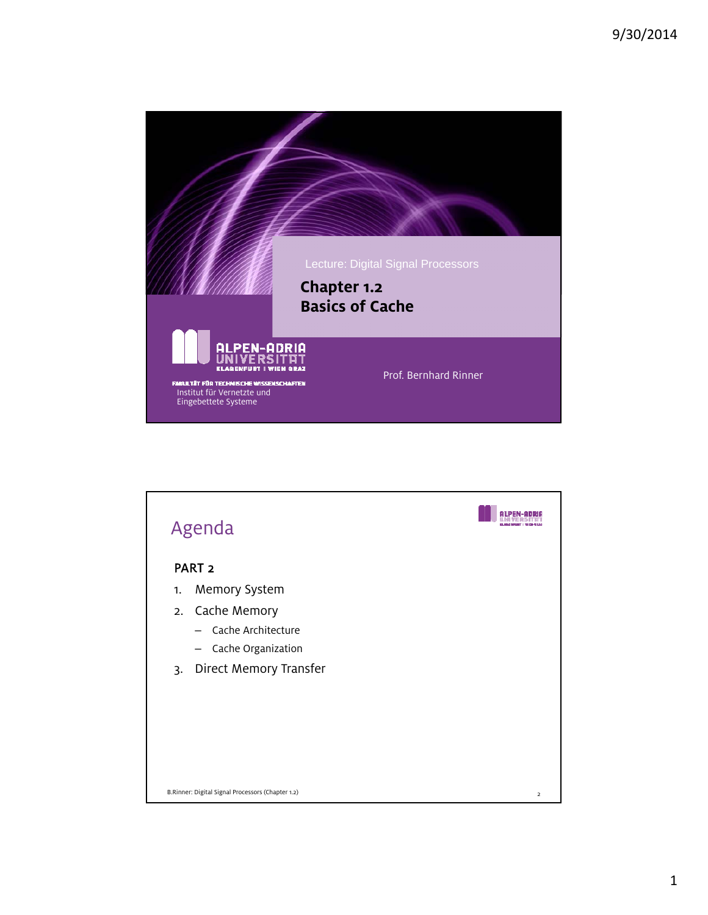Lecture: Digital Signal Processors

# Chapter 1.2
# Basics of Cache

ALPEN-ADRIA UNIVERSITÄT
KLAGENFURT | WIEN GRAZ

FAKULTÄT FÜR TECHNISCHE WISSENSCHAFTEN
Institut für Vernetzte und Eingebettete Systeme

Prof. Bernhard Rinner

## Agenda

**PART 2**

1. Memory System
2. Cache Memory
   - Cache Architecture
   - Cache Organization
3. Direct Memory Transfer

B.Rinner: Digital Signal Processors (Chapter 1.2)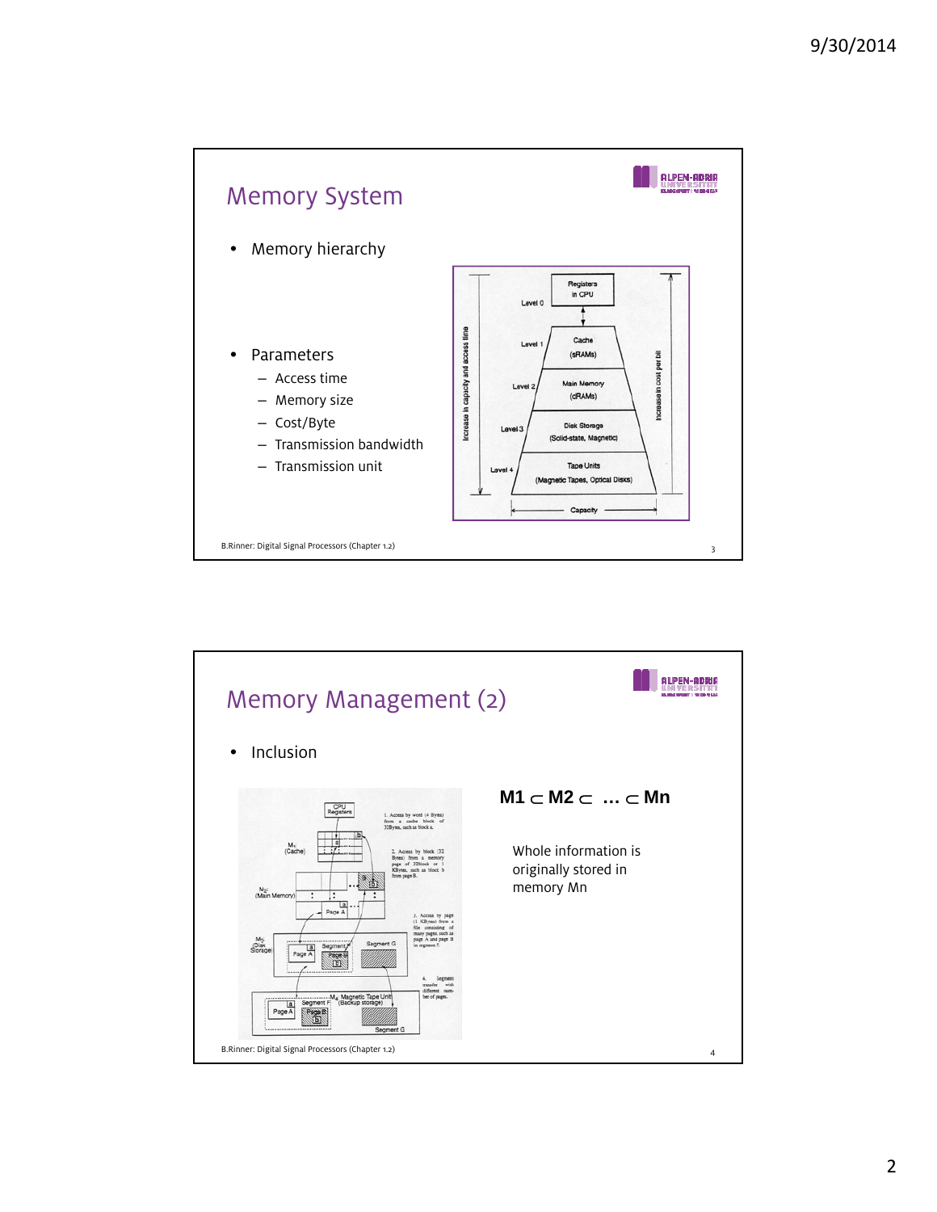## Memory System

- Memory hierarchy
- Parameters
  - Access time
  - Memory size
  - Cost/Byte
  - Transmission bandwidth
  - Transmission unit

B.Rinner: Digital Signal Processors (Chapter 1.2)

## Memory Management (2)

- Inclusion

$$M1 \subset M2 \subset \ldots \subset Mn$$

Whole information is originally stored in memory Mn

B.Rinner: Digital Signal Processors (Chapter 1.2)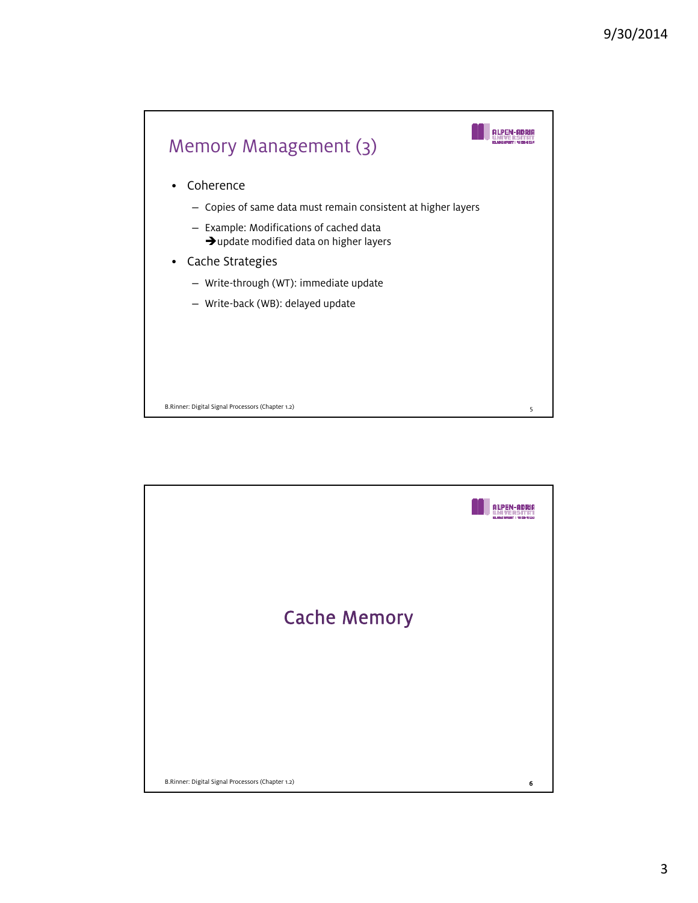## Memory Management (3)

- Coherence
  - Copies of same data must remain consistent at higher layers
  - Example: Modifications of cached data
    ➔update modified data on higher layers
- Cache Strategies
  - Write-through (WT): immediate update
  - Write-back (WB): delayed update

## Cache Memory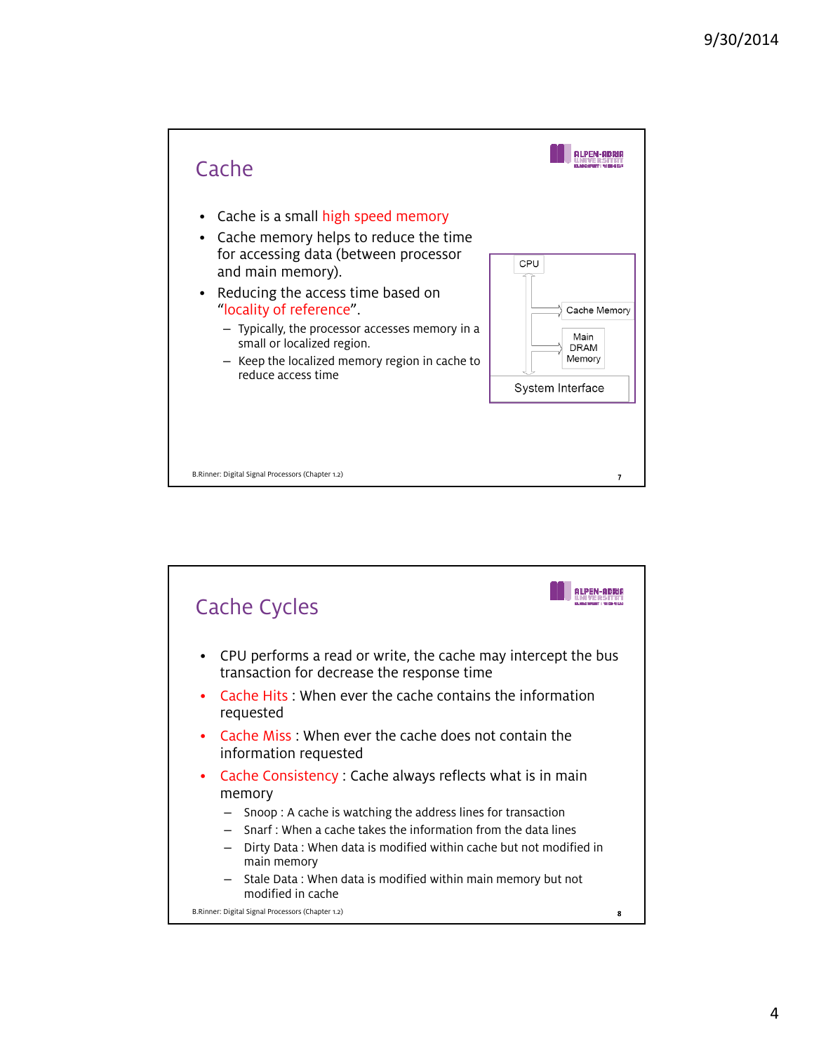## Cache

- Cache is a small high speed memory
- Cache memory helps to reduce the time for accessing data (between processor and main memory).
- Reducing the access time based on "locality of reference".
  - Typically, the processor accesses memory in a small or localized region.
  - Keep the localized memory region in cache to reduce access time

CPU

Cache Memory

Main DRAM Memory

System Interface

B.Rinner: Digital Signal Processors (Chapter 1.2)

## Cache Cycles

- CPU performs a read or write, the cache may intercept the bus transaction for decrease the response time
- Cache Hits : When ever the cache contains the information requested
- Cache Miss : When ever the cache does not contain the information requested
- Cache Consistency : Cache always reflects what is in main memory
  - Snoop : A cache is watching the address lines for transaction
  - Snarf : When a cache takes the information from the data lines
  - Dirty Data : When data is modified within cache but not modified in main memory
  - Stale Data : When data is modified within main memory but not modified in cache

B.Rinner: Digital Signal Processors (Chapter 1.2)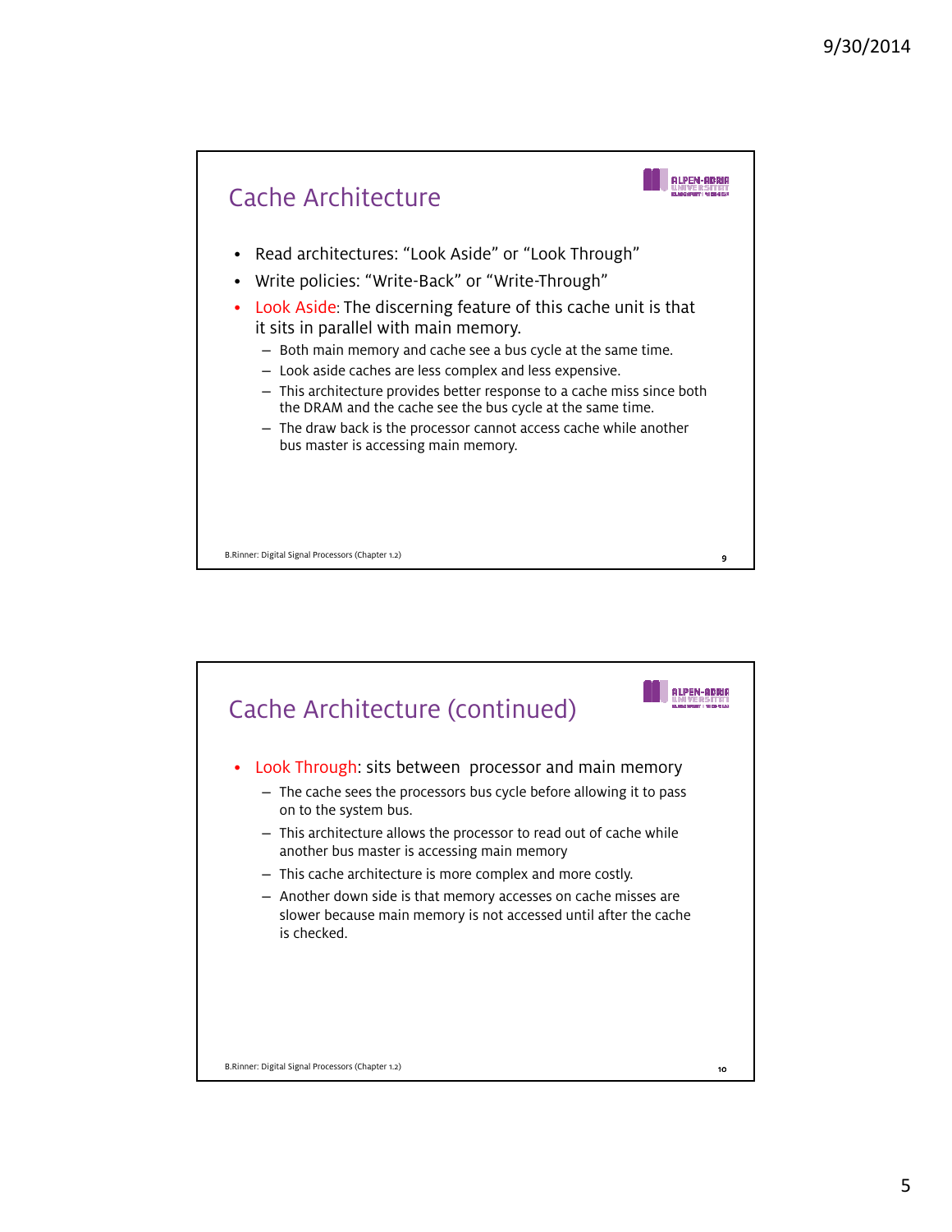## Cache Architecture

- Read architectures: “Look Aside” or “Look Through”
- Write policies: “Write-Back” or “Write-Through”
- Look Aside: The discerning feature of this cache unit is that it sits in parallel with main memory.
  - Both main memory and cache see a bus cycle at the same time.
  - Look aside caches are less complex and less expensive.
  - This architecture provides better response to a cache miss since both the DRAM and the cache see the bus cycle at the same time.
  - The draw back is the processor cannot access cache while another bus master is accessing main memory.

## Cache Architecture (continued)

- Look Through: sits between processor and main memory
  - The cache sees the processors bus cycle before allowing it to pass on to the system bus.
  - This architecture allows the processor to read out of cache while another bus master is accessing main memory
  - This cache architecture is more complex and more costly.
  - Another down side is that memory accesses on cache misses are slower because main memory is not accessed until after the cache is checked.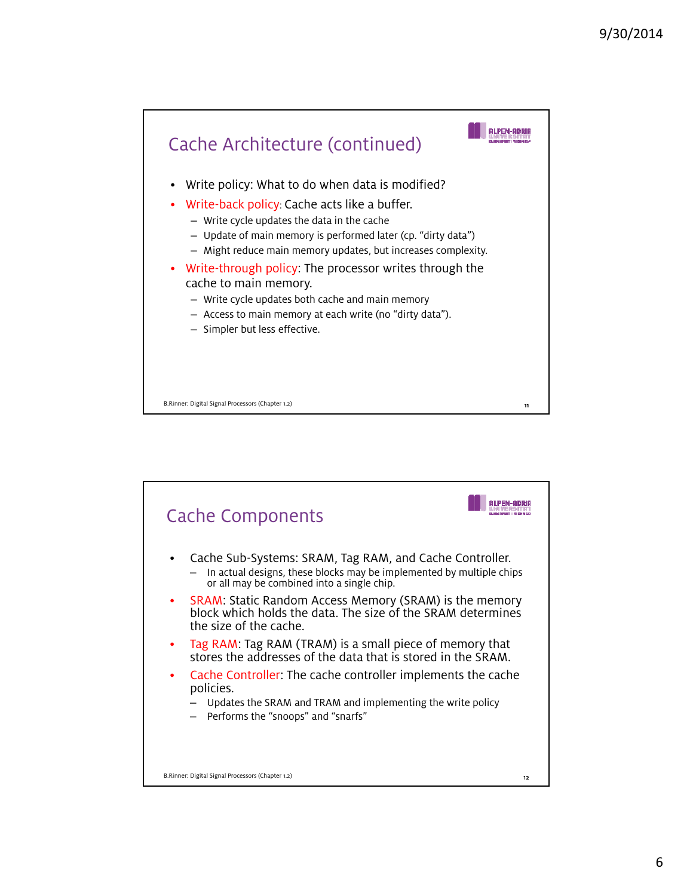## Cache Architecture (continued)

- Write policy: What to do when data is modified?
- Write-back policy: Cache acts like a buffer.
  - Write cycle updates the data in the cache
  - Update of main memory is performed later (cp. "dirty data")
  - Might reduce main memory updates, but increases complexity.
- Write-through policy: The processor writes through the cache to main memory.
  - Write cycle updates both cache and main memory
  - Access to main memory at each write (no "dirty data").
  - Simpler but less effective.

## Cache Components

- Cache Sub-Systems: SRAM, Tag RAM, and Cache Controller.
  - In actual designs, these blocks may be implemented by multiple chips or all may be combined into a single chip.
- SRAM: Static Random Access Memory (SRAM) is the memory block which holds the data. The size of the SRAM determines the size of the cache.
- Tag RAM: Tag RAM (TRAM) is a small piece of memory that stores the addresses of the data that is stored in the SRAM.
- Cache Controller: The cache controller implements the cache policies.
  - Updates the SRAM and TRAM and implementing the write policy
  - Performs the "snoops" and "snarfs"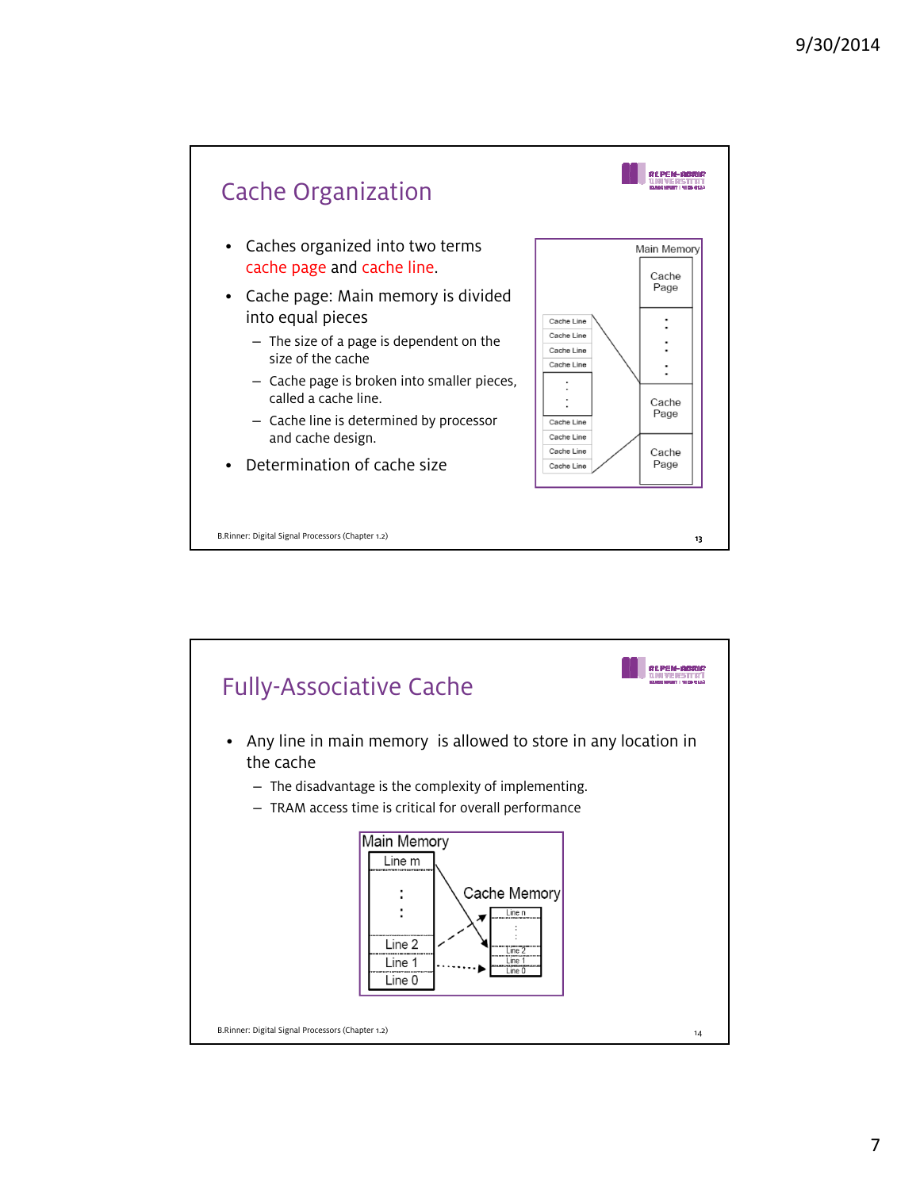## Cache Organization

- Caches organized into two terms cache page and cache line.
- Cache page: Main memory is divided into equal pieces
  - The size of a page is dependent on the size of the cache
  - Cache page is broken into smaller pieces, called a cache line.
  - Cache line is determined by processor and cache design.
- Determination of cache size

B.Rinner: Digital Signal Processors (Chapter 1.2)

## Fully-Associative Cache

- Any line in main memory is allowed to store in any location in the cache
  - The disadvantage is the complexity of implementing.
  - TRAM access time is critical for overall performance

B.Rinner: Digital Signal Processors (Chapter 1.2)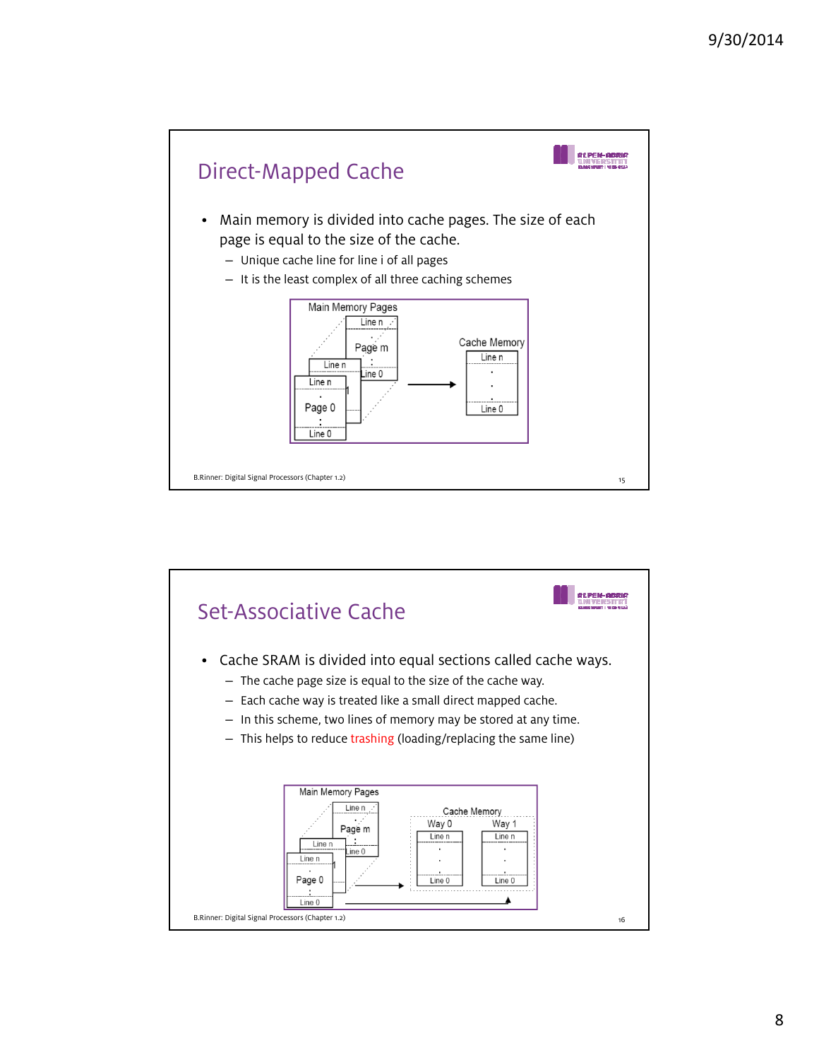## Direct-Mapped Cache

- Main memory is divided into cache pages. The size of each page is equal to the size of the cache.
  - Unique cache line for line i of all pages
  - It is the least complex of all three caching schemes

B.Rinner: Digital Signal Processors (Chapter 1.2)

## Set-Associative Cache

- Cache SRAM is divided into equal sections called cache ways.
  - The cache page size is equal to the size of the cache way.
  - Each cache way is treated like a small direct mapped cache.
  - In this scheme, two lines of memory may be stored at any time.
  - This helps to reduce trashing (loading/replacing the same line)

B.Rinner: Digital Signal Processors (Chapter 1.2)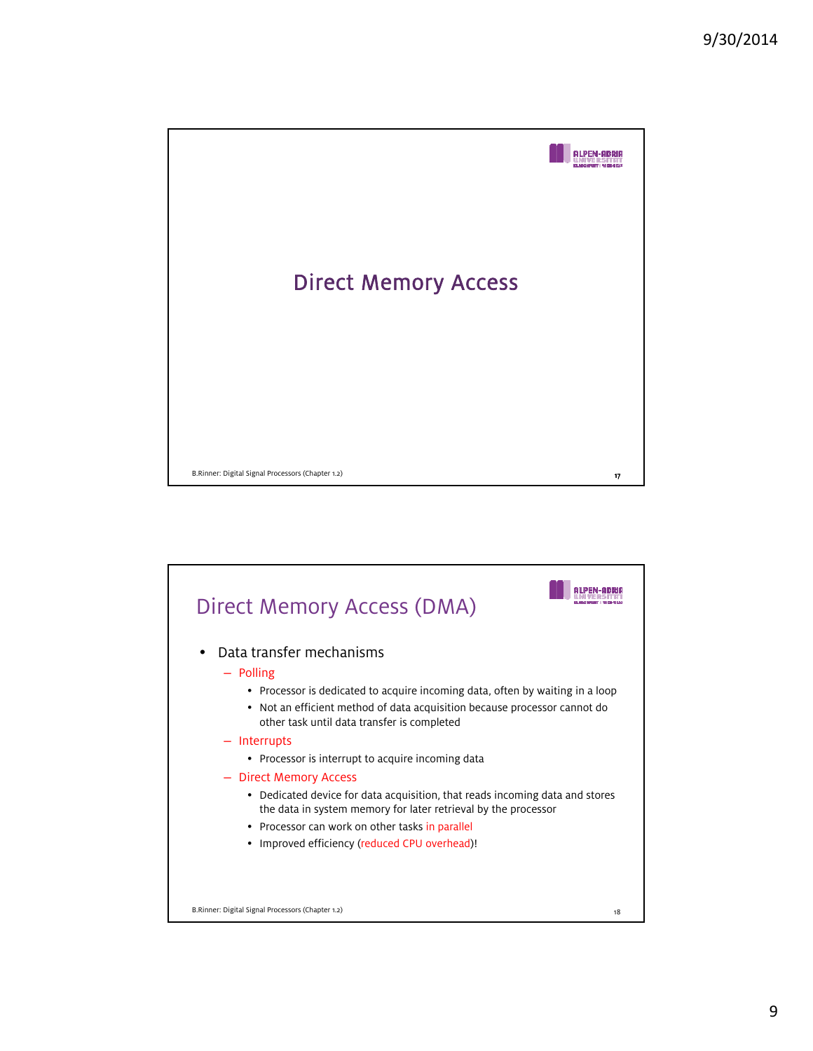# Direct Memory Access

## Direct Memory Access (DMA)

- Data transfer mechanisms
  - Polling
    - Processor is dedicated to acquire incoming data, often by waiting in a loop
    - Not an efficient method of data acquisition because processor cannot do other task until data transfer is completed
  - Interrupts
    - Processor is interrupt to acquire incoming data
  - Direct Memory Access
    - Dedicated device for data acquisition, that reads incoming data and stores the data in system memory for later retrieval by the processor
    - Processor can work on other tasks in parallel
    - Improved efficiency (reduced CPU overhead)!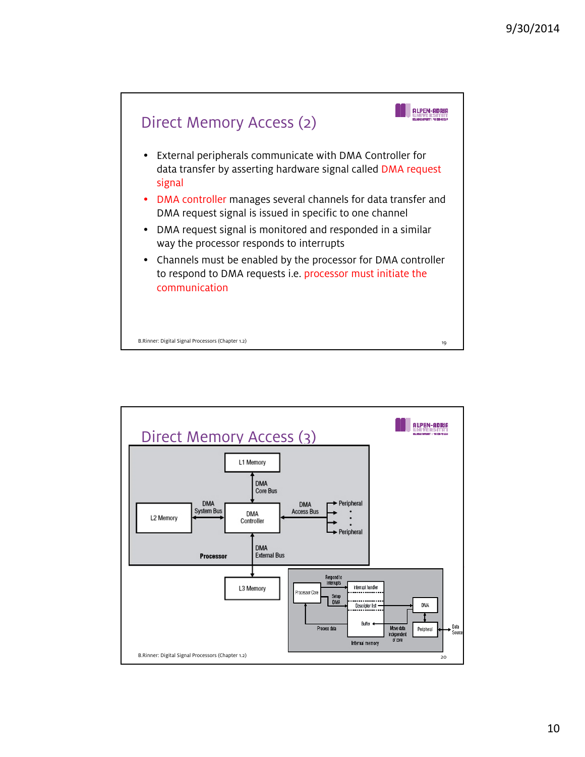## Direct Memory Access (2)

- External peripherals communicate with DMA Controller for data transfer by asserting hardware signal called DMA request signal
- DMA controller manages several channels for data transfer and DMA request signal is issued in specific to one channel
- DMA request signal is monitored and responded in a similar way the processor responds to interrupts
- Channels must be enabled by the processor for DMA controller to respond to DMA requests i.e. processor must initiate the communication

B.Rinner: Digital Signal Processors (Chapter 1.2)

## Direct Memory Access (3)

L1 Memory — DMA Core Bus — DMA Controller

L2 Memory — DMA System Bus — DMA Controller — DMA Access Bus — Peripheral … Peripheral

Processor

DMA External Bus — L3 Memory

Processor Core — Respond to Interrupts — Interrupt handler; Setup DMA — Descriptor list — DMA; Process data — Buffer; Move data independent of core — Peripheral — Data Source; Internal memory

B.Rinner: Digital Signal Processors (Chapter 1.2)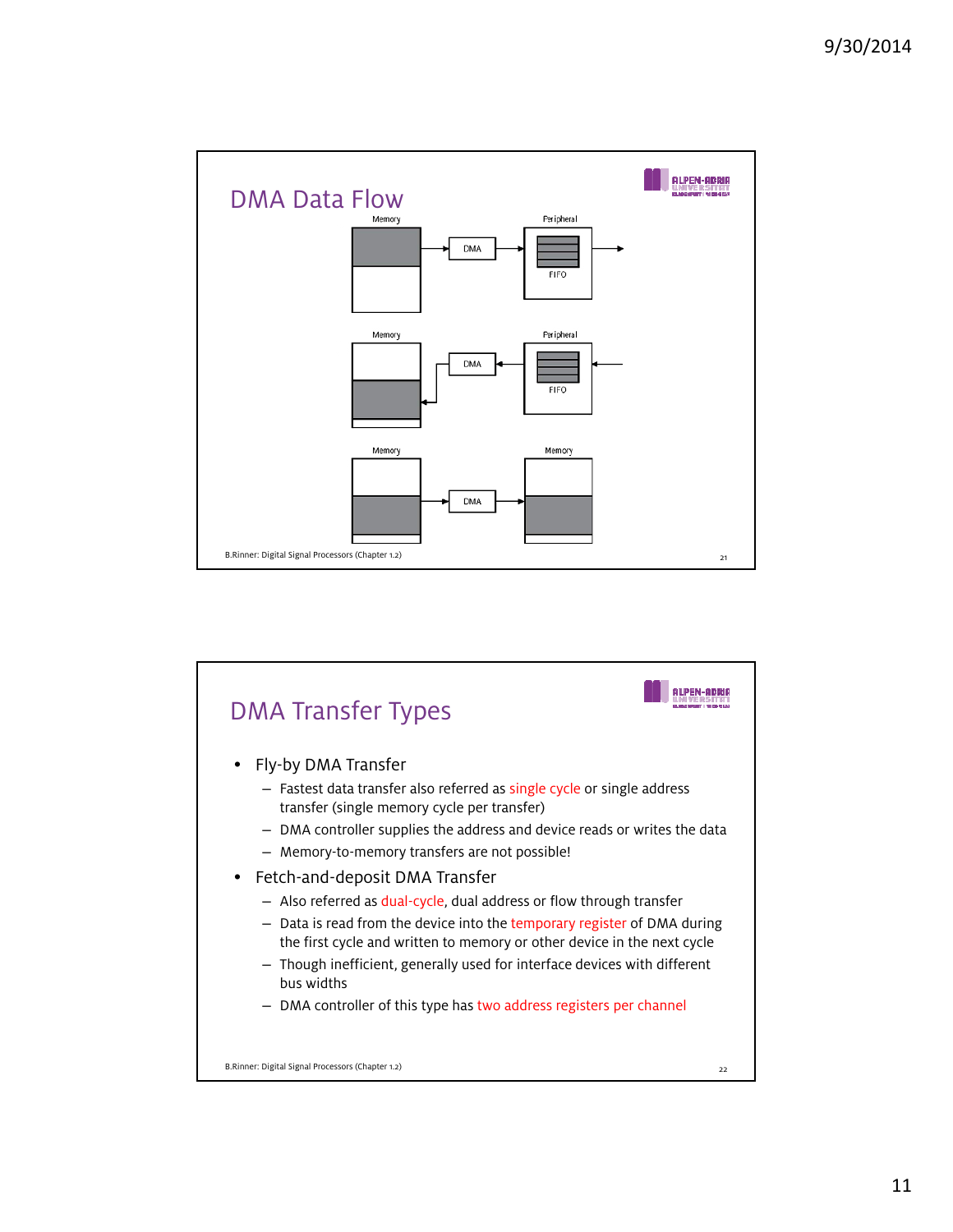## DMA Data Flow

Memory → DMA → Peripheral (FIFO) →

Memory ← DMA ← Peripheral (FIFO) ←

Memory → DMA → Memory

B.Rinner: Digital Signal Processors (Chapter 1.2)

## DMA Transfer Types

- Fly-by DMA Transfer
  - Fastest data transfer also referred as single cycle or single address transfer (single memory cycle per transfer)
  - DMA controller supplies the address and device reads or writes the data
  - Memory-to-memory transfers are not possible!
- Fetch-and-deposit DMA Transfer
  - Also referred as dual-cycle, dual address or flow through transfer
  - Data is read from the device into the temporary register of DMA during the first cycle and written to memory or other device in the next cycle
  - Though inefficient, generally used for interface devices with different bus widths
  - DMA controller of this type has two address registers per channel

B.Rinner: Digital Signal Processors (Chapter 1.2)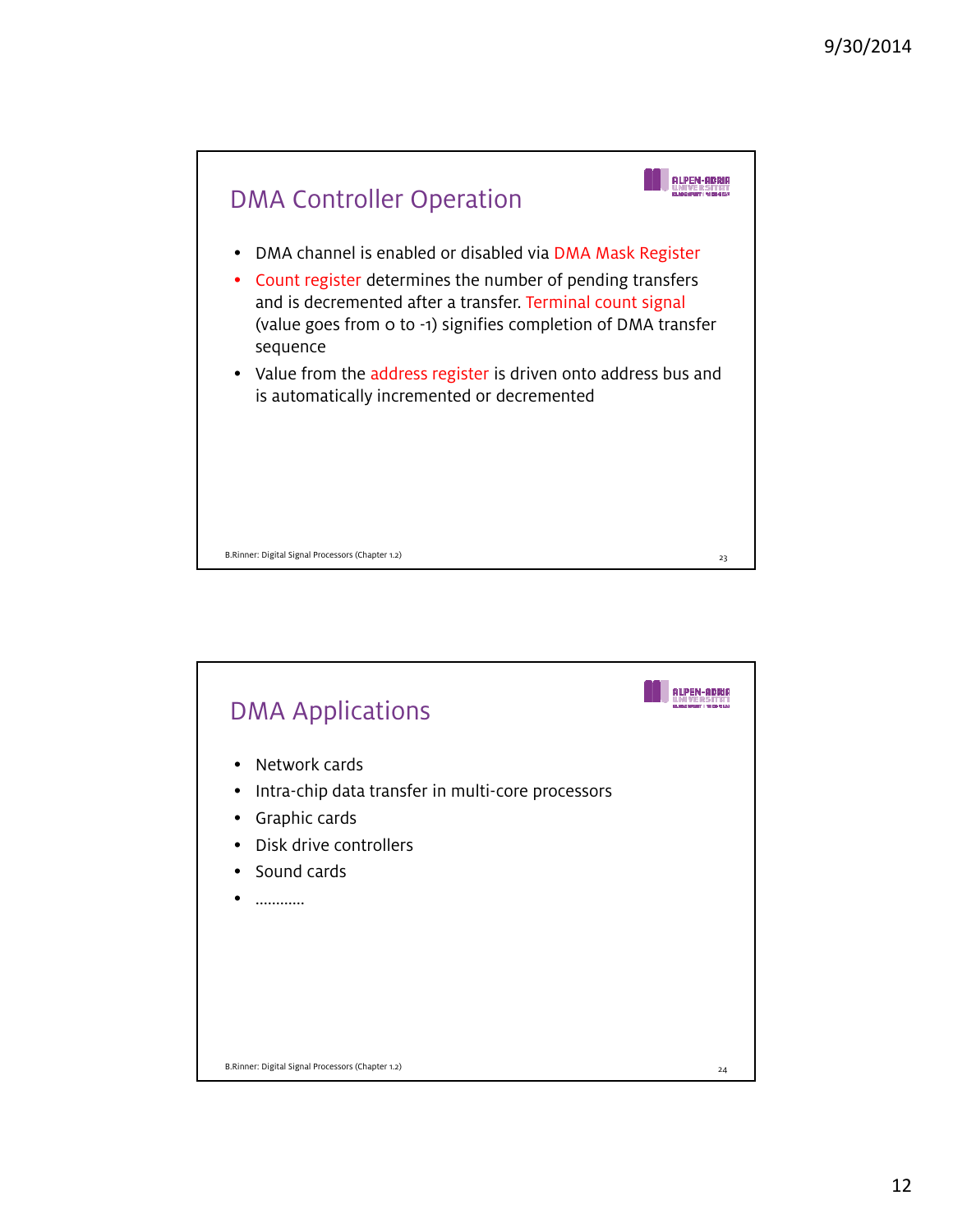## DMA Controller Operation

- DMA channel is enabled or disabled via DMA Mask Register
- Count register determines the number of pending transfers and is decremented after a transfer. Terminal count signal (value goes from 0 to -1) signifies completion of DMA transfer sequence
- Value from the address register is driven onto address bus and is automatically incremented or decremented

B.Rinner: Digital Signal Processors (Chapter 1.2)

## DMA Applications

- Network cards
- Intra-chip data transfer in multi-core processors
- Graphic cards
- Disk drive controllers
- Sound cards
- …………

B.Rinner: Digital Signal Processors (Chapter 1.2)